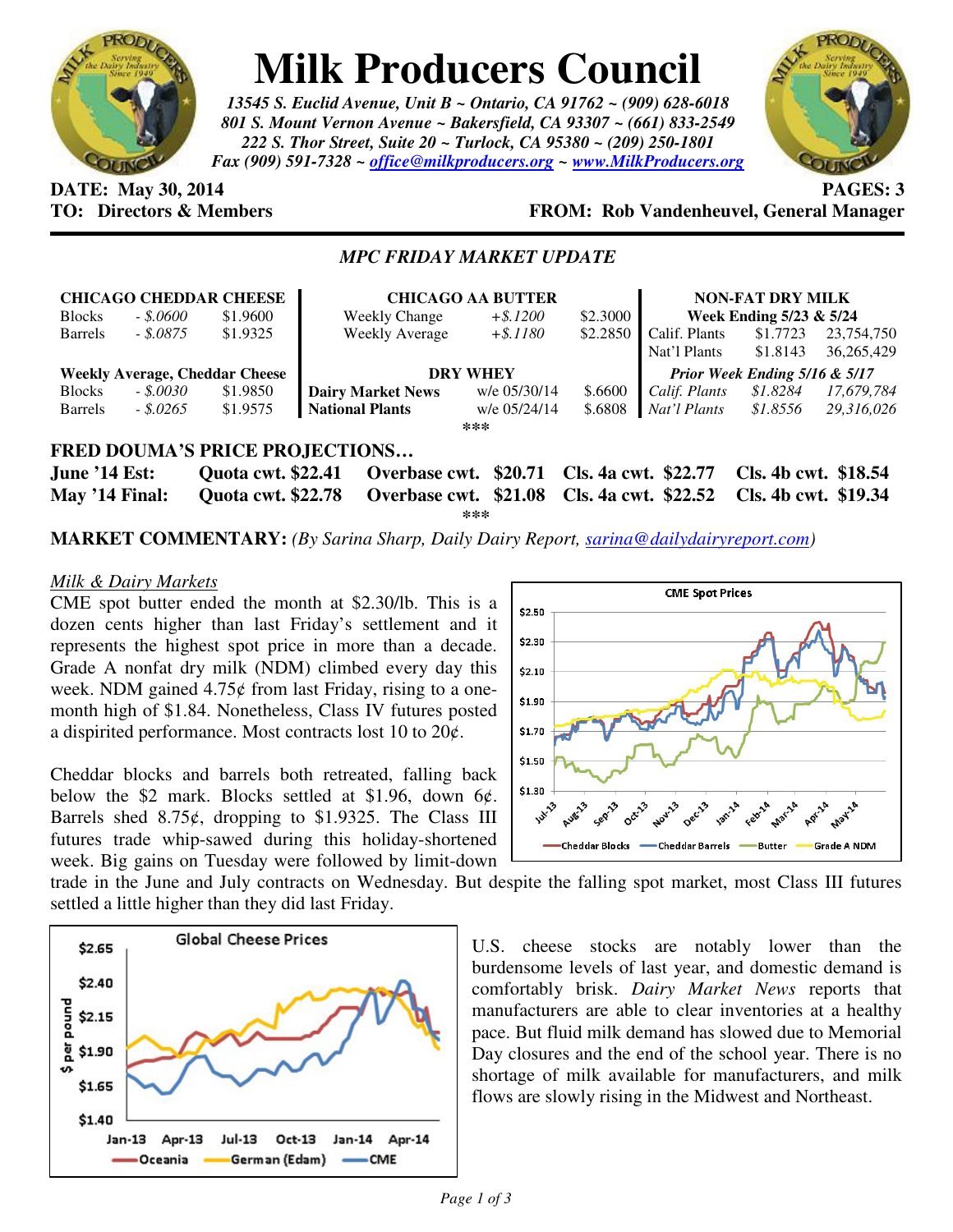# Milk Producers Council

*13545 S. Euclid Avenue, Unit B ~ Ontario, CA 91762 ~ (909) 628-6018*
*801 S. Mount Vernon Avenue ~ Bakersfield, CA 93307 ~ (661) 833-2549*
*222 S. Thor Street, Suite 20 ~ Turlock, CA 95380 ~ (209) 250-1801*
*Fax (909) 591-7328 ~ office@milkproducers.org ~ www.MilkProducers.org*

**DATE: May 30, 2014** **PAGES: 3**
**TO: Directors & Members** **FROM: Rob Vandenheuvel, General Manager**

## *MPC FRIDAY MARKET UPDATE*

| **CHICAGO CHEDDAR CHEESE** | | |
|---|---|---|
| Blocks | *- $.0600* | $1.9600 |
| Barrels | *- $.0875* | $1.9325 |
| **Weekly Average, Cheddar Cheese** | | |
| Blocks | *- $.0030* | $1.9850 |
| Barrels | *- $.0265* | $1.9575 |

| **CHICAGO AA BUTTER** | | |
|---|---|---|
| Weekly Change | *+$.1200* | $2.3000 |
| Weekly Average | *+$.1180* | $2.2850 |
| **DRY WHEY** | | |
| **Dairy Market News** | w/e 05/30/14 | $.6600 |
| **National Plants** | w/e 05/24/14 | $.6808 |

| **NON-FAT DRY MILK** | | |
|---|---|---|
| **Week Ending 5/23 & 5/24** | | |
| Calif. Plants | $1.7723 | 23,754,750 |
| Nat'l Plants | $1.8143 | 36,265,429 |
| ***Prior Week Ending 5/16 & 5/17*** | | |
| *Calif. Plants* | *$1.8284* | *17,679,784* |
| *Nat'l Plants* | *$1.8556* | *29,316,026* |

\*\*\*

### FRED DOUMA'S PRICE PROJECTIONS…

| | | | | |
|---|---|---|---|---|
| **June '14 Est:** | **Quota cwt. $22.41** | **Overbase cwt. $20.71** | **Cls. 4a cwt. $22.77** | **Cls. 4b cwt. $18.54** |
| **May '14 Final:** | **Quota cwt. $22.78** | **Overbase cwt. $21.08** | **Cls. 4a cwt. $22.52** | **Cls. 4b cwt. $19.34** |

\*\*\*

**MARKET COMMENTARY:** *(By Sarina Sharp, Daily Dairy Report, sarina@dailydairyreport.com)*

*Milk & Dairy Markets*

CME spot butter ended the month at $2.30/lb. This is a dozen cents higher than last Friday's settlement and it represents the highest spot price in more than a decade. Grade A nonfat dry milk (NDM) climbed every day this week. NDM gained 4.75¢ from last Friday, rising to a one-month high of $1.84. Nonetheless, Class IV futures posted a dispirited performance. Most contracts lost 10 to 20¢.

Cheddar blocks and barrels both retreated, falling back below the $2 mark. Blocks settled at $1.96, down 6¢. Barrels shed 8.75¢, dropping to $1.9325. The Class III futures trade whip-sawed during this holiday-shortened week. Big gains on Tuesday were followed by limit-down trade in the June and July contracts on Wednesday. But despite the falling spot market, most Class III futures settled a little higher than they did last Friday.

U.S. cheese stocks are notably lower than the burdensome levels of last year, and domestic demand is comfortably brisk. *Dairy Market News* reports that manufacturers are able to clear inventories at a healthy pace. But fluid milk demand has slowed due to Memorial Day closures and the end of the school year. There is no shortage of milk available for manufacturers, and milk flows are slowly rising in the Midwest and Northeast.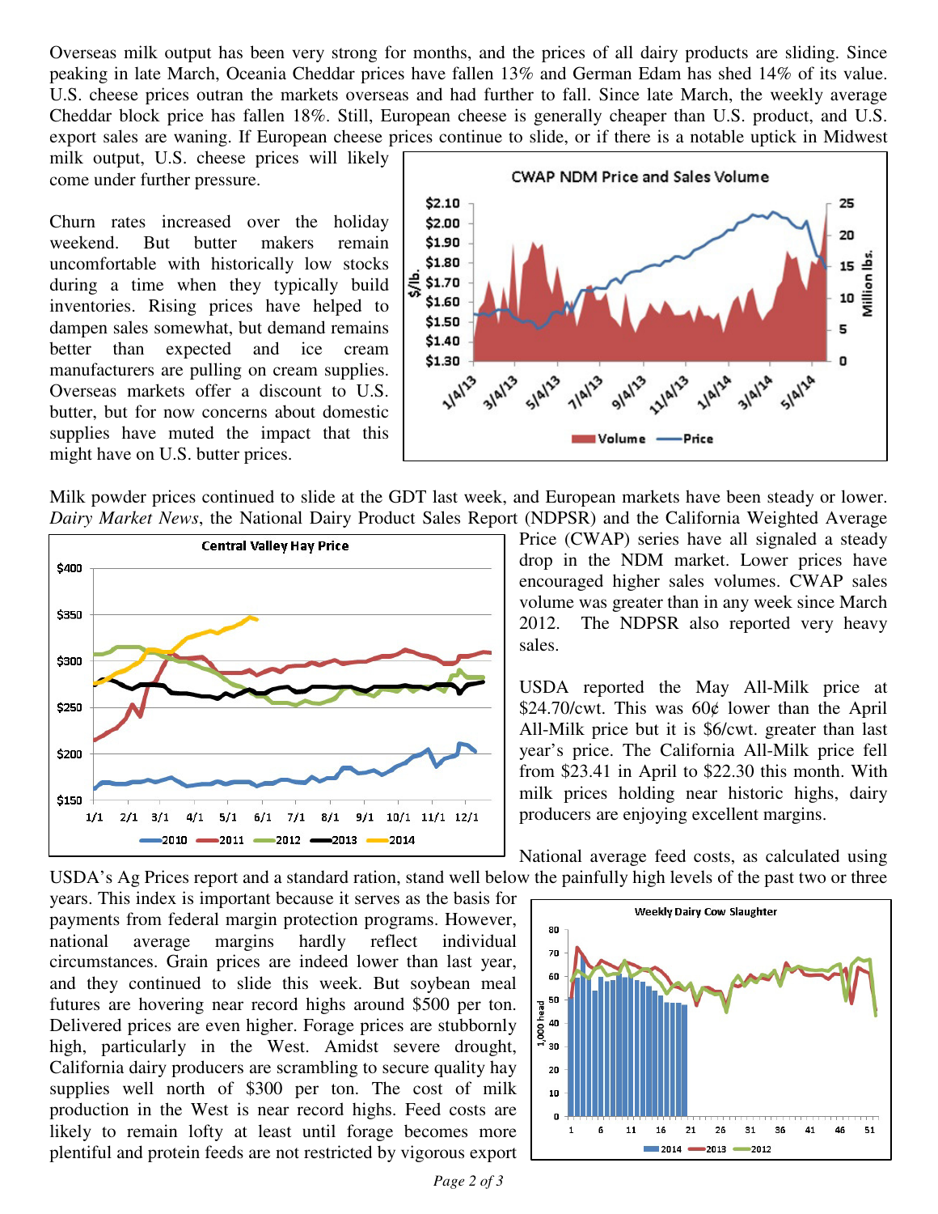Overseas milk output has been very strong for months, and the prices of all dairy products are sliding. Since peaking in late March, Oceania Cheddar prices have fallen 13% and German Edam has shed 14% of its value. U.S. cheese prices outran the markets overseas and had further to fall. Since late March, the weekly average Cheddar block price has fallen 18%. Still, European cheese is generally cheaper than U.S. product, and U.S. export sales are waning. If European cheese prices continue to slide, or if there is a notable uptick in Midwest milk output, U.S. cheese prices will likely come under further pressure.

Churn rates increased over the holiday weekend. But butter makers remain uncomfortable with historically low stocks during a time when they typically build inventories. Rising prices have helped to dampen sales somewhat, but demand remains better than expected and ice cream manufacturers are pulling on cream supplies. Overseas markets offer a discount to U.S. butter, but for now concerns about domestic supplies have muted the impact that this might have on U.S. butter prices.

Milk powder prices continued to slide at the GDT last week, and European markets have been steady or lower. *Dairy Market News*, the National Dairy Product Sales Report (NDPSR) and the California Weighted Average Price (CWAP) series have all signaled a steady drop in the NDM market. Lower prices have encouraged higher sales volumes. CWAP sales volume was greater than in any week since March 2012. The NDPSR also reported very heavy sales.

USDA reported the May All-Milk price at \$24.70/cwt. This was 60¢ lower than the April All-Milk price but it is \$6/cwt. greater than last year's price. The California All-Milk price fell from \$23.41 in April to \$22.30 this month. With milk prices holding near historic highs, dairy producers are enjoying excellent margins.

National average feed costs, as calculated using USDA's Ag Prices report and a standard ration, stand well below the painfully high levels of the past two or three years. This index is important because it serves as the basis for payments from federal margin protection programs. However, national average margins hardly reflect individual circumstances. Grain prices are indeed lower than last year, and they continued to slide this week. But soybean meal futures are hovering near record highs around \$500 per ton. Delivered prices are even higher. Forage prices are stubbornly high, particularly in the West. Amidst severe drought, California dairy producers are scrambling to secure quality hay supplies well north of \$300 per ton. The cost of milk production in the West is near record highs. Feed costs are likely to remain lofty at least until forage becomes more plentiful and protein feeds are not restricted by vigorous export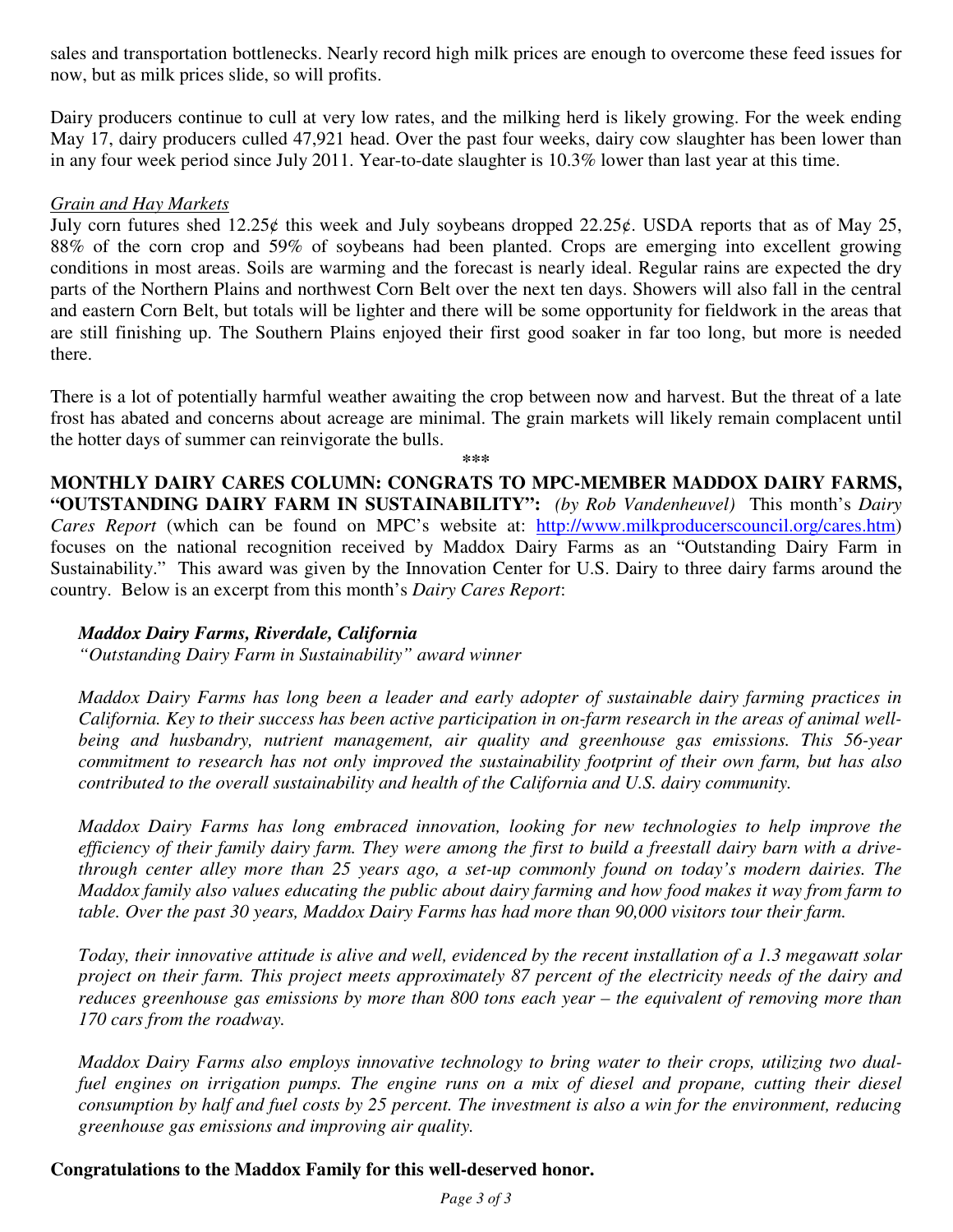sales and transportation bottlenecks. Nearly record high milk prices are enough to overcome these feed issues for now, but as milk prices slide, so will profits.

Dairy producers continue to cull at very low rates, and the milking herd is likely growing. For the week ending May 17, dairy producers culled 47,921 head. Over the past four weeks, dairy cow slaughter has been lower than in any four week period since July 2011. Year-to-date slaughter is 10.3% lower than last year at this time.

*Grain and Hay Markets*

July corn futures shed 12.25¢ this week and July soybeans dropped 22.25¢. USDA reports that as of May 25, 88% of the corn crop and 59% of soybeans had been planted. Crops are emerging into excellent growing conditions in most areas. Soils are warming and the forecast is nearly ideal. Regular rains are expected the dry parts of the Northern Plains and northwest Corn Belt over the next ten days. Showers will also fall in the central and eastern Corn Belt, but totals will be lighter and there will be some opportunity for fieldwork in the areas that are still finishing up. The Southern Plains enjoyed their first good soaker in far too long, but more is needed there.

There is a lot of potentially harmful weather awaiting the crop between now and harvest. But the threat of a late frost has abated and concerns about acreage are minimal. The grain markets will likely remain complacent until the hotter days of summer can reinvigorate the bulls.

***

**MONTHLY DAIRY CARES COLUMN: CONGRATS TO MPC-MEMBER MADDOX DAIRY FARMS, "OUTSTANDING DAIRY FARM IN SUSTAINABILITY":** *(by Rob Vandenheuvel)* This month's *Dairy Cares Report* (which can be found on MPC's website at: http://www.milkproducerscouncil.org/cares.htm) focuses on the national recognition received by Maddox Dairy Farms as an "Outstanding Dairy Farm in Sustainability." This award was given by the Innovation Center for U.S. Dairy to three dairy farms around the country. Below is an excerpt from this month's *Dairy Cares Report*:

> ***Maddox Dairy Farms, Riverdale, California***
> *"Outstanding Dairy Farm in Sustainability" award winner*
>
> *Maddox Dairy Farms has long been a leader and early adopter of sustainable dairy farming practices in California. Key to their success has been active participation in on-farm research in the areas of animal well-being and husbandry, nutrient management, air quality and greenhouse gas emissions. This 56-year commitment to research has not only improved the sustainability footprint of their own farm, but has also contributed to the overall sustainability and health of the California and U.S. dairy community.*
>
> *Maddox Dairy Farms has long embraced innovation, looking for new technologies to help improve the efficiency of their family dairy farm. They were among the first to build a freestall dairy barn with a drive-through center alley more than 25 years ago, a set-up commonly found on today's modern dairies. The Maddox family also values educating the public about dairy farming and how food makes it way from farm to table. Over the past 30 years, Maddox Dairy Farms has had more than 90,000 visitors tour their farm.*
>
> *Today, their innovative attitude is alive and well, evidenced by the recent installation of a 1.3 megawatt solar project on their farm. This project meets approximately 87 percent of the electricity needs of the dairy and reduces greenhouse gas emissions by more than 800 tons each year – the equivalent of removing more than 170 cars from the roadway.*
>
> *Maddox Dairy Farms also employs innovative technology to bring water to their crops, utilizing two dual-fuel engines on irrigation pumps. The engine runs on a mix of diesel and propane, cutting their diesel consumption by half and fuel costs by 25 percent. The investment is also a win for the environment, reducing greenhouse gas emissions and improving air quality.*

**Congratulations to the Maddox Family for this well-deserved honor.**